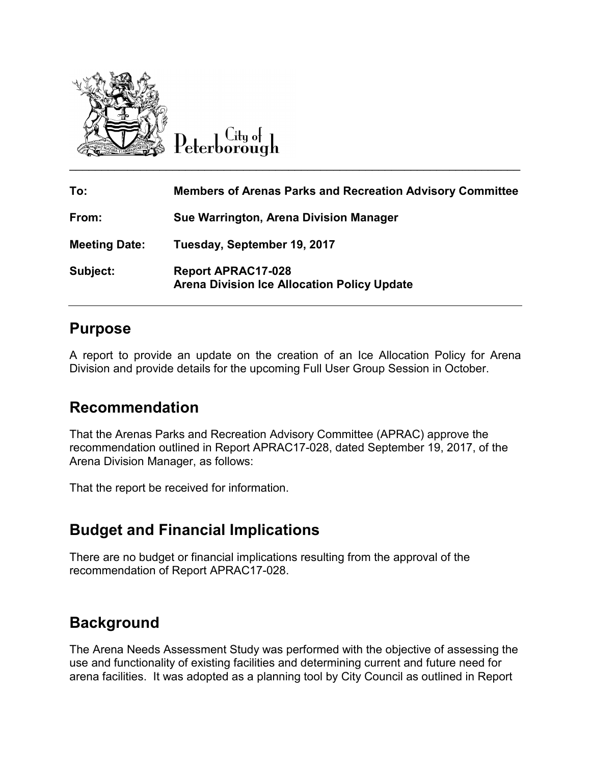City of Peterborough

| To: | Members of Arenas Parks and Recreation Advisory Committee |
|---|---|
| From: | Sue Warrington, Arena Division Manager |
| Meeting Date: | Tuesday, September 19, 2017 |
| Subject: | Report APRAC17-028<br>Arena Division Ice Allocation Policy Update |

## Purpose

A report to provide an update on the creation of an Ice Allocation Policy for Arena Division and provide details for the upcoming Full User Group Session in October.

## Recommendation

That the Arenas Parks and Recreation Advisory Committee (APRAC) approve the recommendation outlined in Report APRAC17-028, dated September 19, 2017, of the Arena Division Manager, as follows:

That the report be received for information.

## Budget and Financial Implications

There are no budget or financial implications resulting from the approval of the recommendation of Report APRAC17-028.

## Background

The Arena Needs Assessment Study was performed with the objective of assessing the use and functionality of existing facilities and determining current and future need for arena facilities. It was adopted as a planning tool by City Council as outlined in Report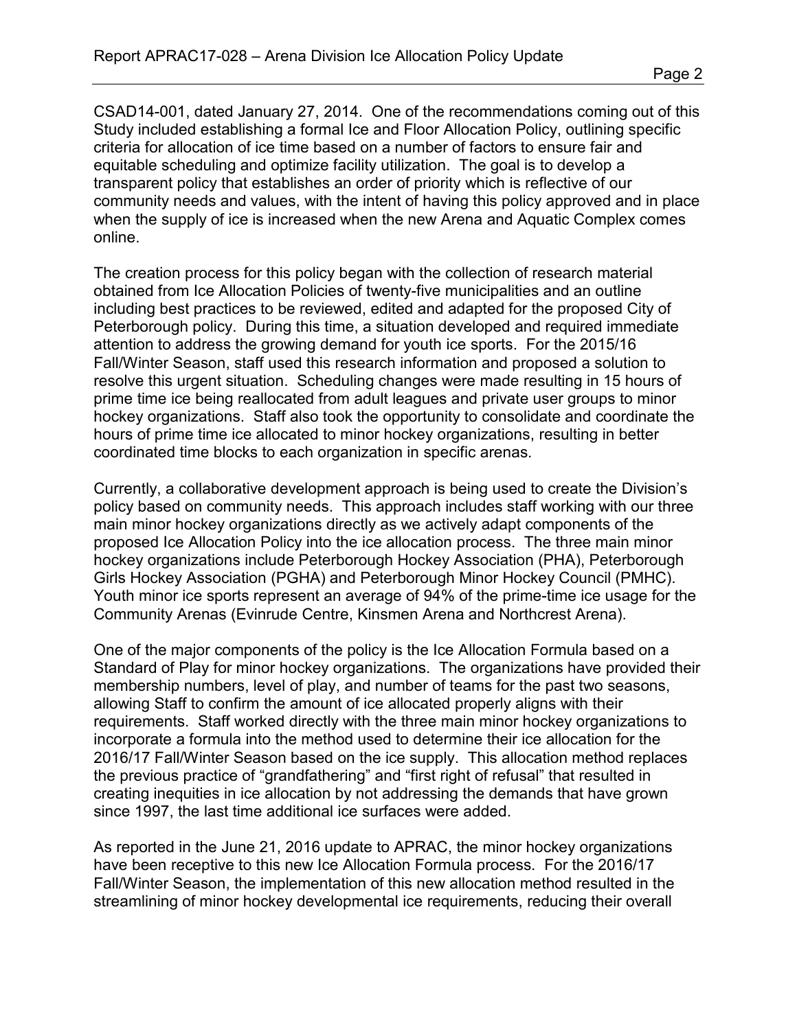CSAD14-001, dated January 27, 2014. One of the recommendations coming out of this Study included establishing a formal Ice and Floor Allocation Policy, outlining specific criteria for allocation of ice time based on a number of factors to ensure fair and equitable scheduling and optimize facility utilization. The goal is to develop a transparent policy that establishes an order of priority which is reflective of our community needs and values, with the intent of having this policy approved and in place when the supply of ice is increased when the new Arena and Aquatic Complex comes online.

The creation process for this policy began with the collection of research material obtained from Ice Allocation Policies of twenty-five municipalities and an outline including best practices to be reviewed, edited and adapted for the proposed City of Peterborough policy. During this time, a situation developed and required immediate attention to address the growing demand for youth ice sports. For the 2015/16 Fall/Winter Season, staff used this research information and proposed a solution to resolve this urgent situation. Scheduling changes were made resulting in 15 hours of prime time ice being reallocated from adult leagues and private user groups to minor hockey organizations. Staff also took the opportunity to consolidate and coordinate the hours of prime time ice allocated to minor hockey organizations, resulting in better coordinated time blocks to each organization in specific arenas.

Currently, a collaborative development approach is being used to create the Division's policy based on community needs. This approach includes staff working with our three main minor hockey organizations directly as we actively adapt components of the proposed Ice Allocation Policy into the ice allocation process. The three main minor hockey organizations include Peterborough Hockey Association (PHA), Peterborough Girls Hockey Association (PGHA) and Peterborough Minor Hockey Council (PMHC). Youth minor ice sports represent an average of 94% of the prime-time ice usage for the Community Arenas (Evinrude Centre, Kinsmen Arena and Northcrest Arena).

One of the major components of the policy is the Ice Allocation Formula based on a Standard of Play for minor hockey organizations. The organizations have provided their membership numbers, level of play, and number of teams for the past two seasons, allowing Staff to confirm the amount of ice allocated properly aligns with their requirements. Staff worked directly with the three main minor hockey organizations to incorporate a formula into the method used to determine their ice allocation for the 2016/17 Fall/Winter Season based on the ice supply. This allocation method replaces the previous practice of "grandfathering" and "first right of refusal" that resulted in creating inequities in ice allocation by not addressing the demands that have grown since 1997, the last time additional ice surfaces were added.

As reported in the June 21, 2016 update to APRAC, the minor hockey organizations have been receptive to this new Ice Allocation Formula process. For the 2016/17 Fall/Winter Season, the implementation of this new allocation method resulted in the streamlining of minor hockey developmental ice requirements, reducing their overall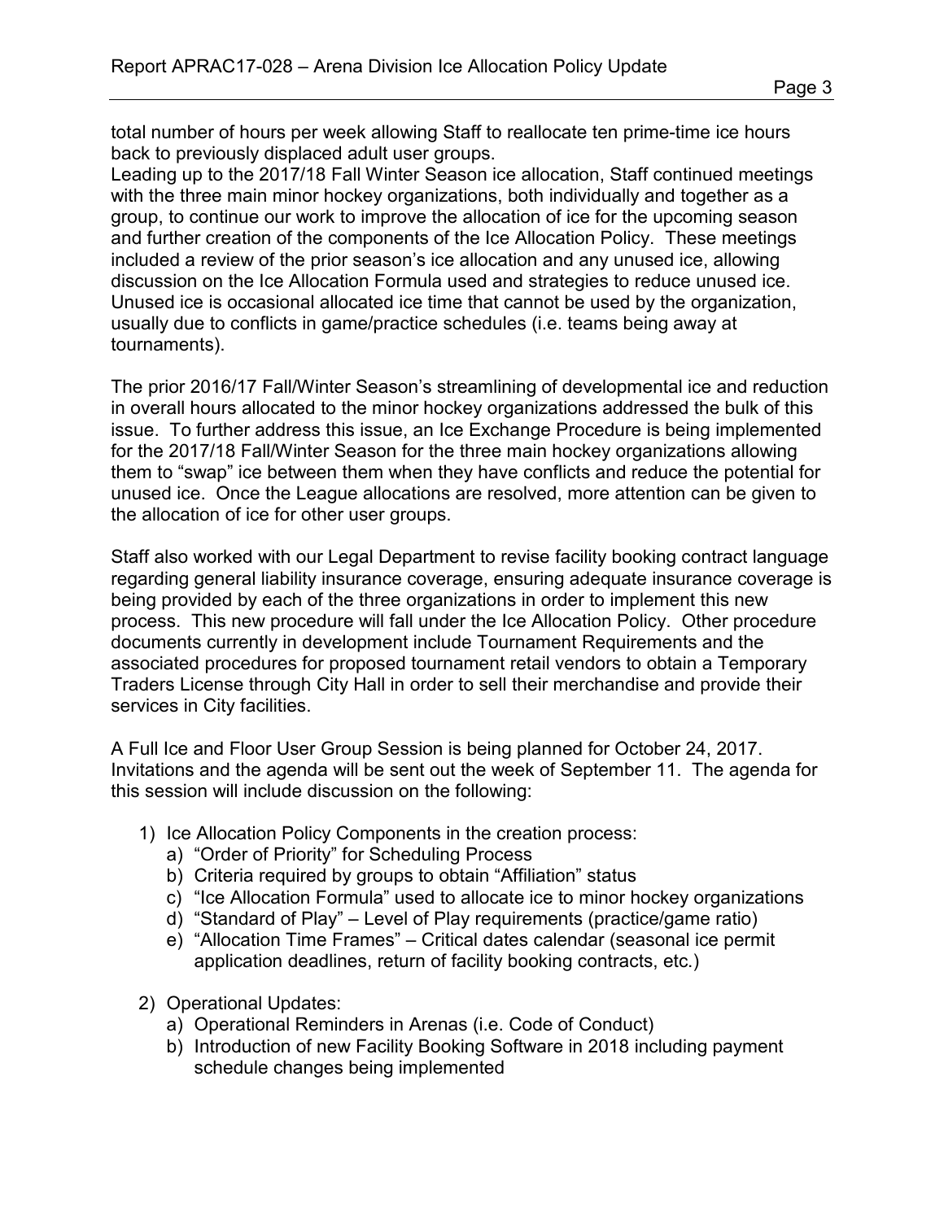total number of hours per week allowing Staff to reallocate ten prime-time ice hours back to previously displaced adult user groups.

Leading up to the 2017/18 Fall Winter Season ice allocation, Staff continued meetings with the three main minor hockey organizations, both individually and together as a group, to continue our work to improve the allocation of ice for the upcoming season and further creation of the components of the Ice Allocation Policy. These meetings included a review of the prior season's ice allocation and any unused ice, allowing discussion on the Ice Allocation Formula used and strategies to reduce unused ice. Unused ice is occasional allocated ice time that cannot be used by the organization, usually due to conflicts in game/practice schedules (i.e. teams being away at tournaments).

The prior 2016/17 Fall/Winter Season's streamlining of developmental ice and reduction in overall hours allocated to the minor hockey organizations addressed the bulk of this issue. To further address this issue, an Ice Exchange Procedure is being implemented for the 2017/18 Fall/Winter Season for the three main hockey organizations allowing them to "swap" ice between them when they have conflicts and reduce the potential for unused ice. Once the League allocations are resolved, more attention can be given to the allocation of ice for other user groups.

Staff also worked with our Legal Department to revise facility booking contract language regarding general liability insurance coverage, ensuring adequate insurance coverage is being provided by each of the three organizations in order to implement this new process. This new procedure will fall under the Ice Allocation Policy. Other procedure documents currently in development include Tournament Requirements and the associated procedures for proposed tournament retail vendors to obtain a Temporary Traders License through City Hall in order to sell their merchandise and provide their services in City facilities.

A Full Ice and Floor User Group Session is being planned for October 24, 2017. Invitations and the agenda will be sent out the week of September 11. The agenda for this session will include discussion on the following:

1) Ice Allocation Policy Components in the creation process:
   a) "Order of Priority" for Scheduling Process
   b) Criteria required by groups to obtain "Affiliation" status
   c) "Ice Allocation Formula" used to allocate ice to minor hockey organizations
   d) "Standard of Play" – Level of Play requirements (practice/game ratio)
   e) "Allocation Time Frames" – Critical dates calendar (seasonal ice permit application deadlines, return of facility booking contracts, etc.)

2) Operational Updates:
   a) Operational Reminders in Arenas (i.e. Code of Conduct)
   b) Introduction of new Facility Booking Software in 2018 including payment schedule changes being implemented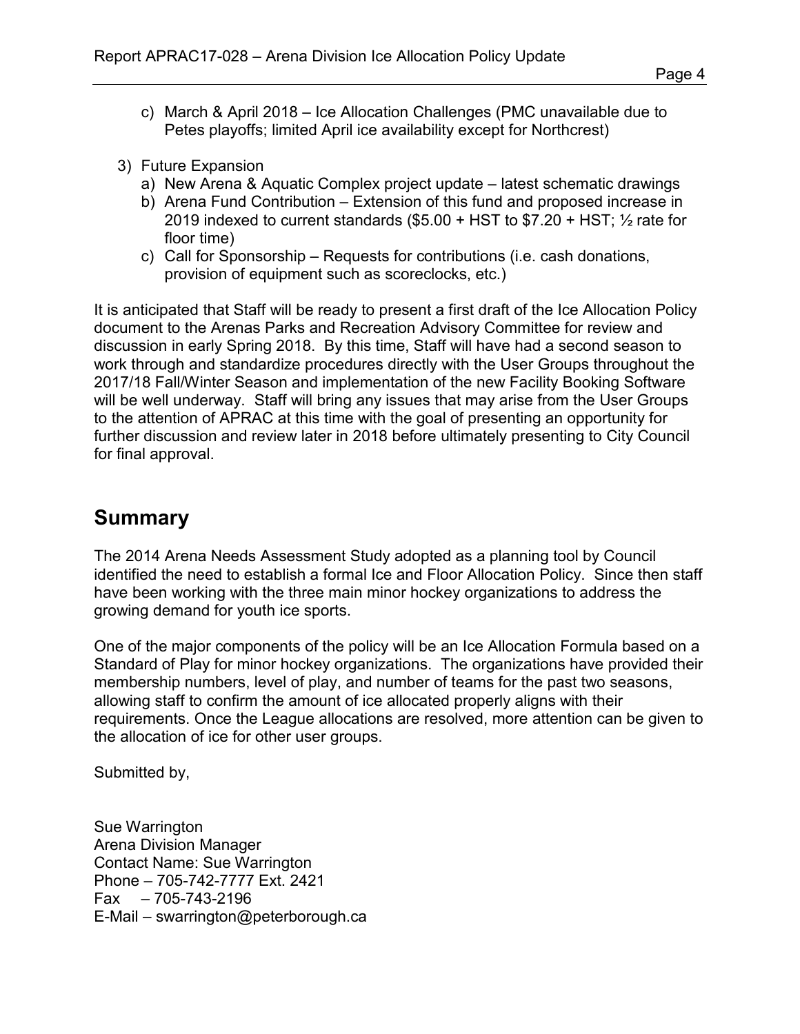c) March & April 2018 – Ice Allocation Challenges (PMC unavailable due to Petes playoffs; limited April ice availability except for Northcrest)

3) Future Expansion
   a) New Arena & Aquatic Complex project update – latest schematic drawings
   b) Arena Fund Contribution – Extension of this fund and proposed increase in 2019 indexed to current standards ($5.00 + HST to $7.20 + HST; ½ rate for floor time)
   c) Call for Sponsorship – Requests for contributions (i.e. cash donations, provision of equipment such as scoreclocks, etc.)

It is anticipated that Staff will be ready to present a first draft of the Ice Allocation Policy document to the Arenas Parks and Recreation Advisory Committee for review and discussion in early Spring 2018. By this time, Staff will have had a second season to work through and standardize procedures directly with the User Groups throughout the 2017/18 Fall/Winter Season and implementation of the new Facility Booking Software will be well underway. Staff will bring any issues that may arise from the User Groups to the attention of APRAC at this time with the goal of presenting an opportunity for further discussion and review later in 2018 before ultimately presenting to City Council for final approval.

## Summary

The 2014 Arena Needs Assessment Study adopted as a planning tool by Council identified the need to establish a formal Ice and Floor Allocation Policy. Since then staff have been working with the three main minor hockey organizations to address the growing demand for youth ice sports.

One of the major components of the policy will be an Ice Allocation Formula based on a Standard of Play for minor hockey organizations. The organizations have provided their membership numbers, level of play, and number of teams for the past two seasons, allowing staff to confirm the amount of ice allocated properly aligns with their requirements. Once the League allocations are resolved, more attention can be given to the allocation of ice for other user groups.

Submitted by,

Sue Warrington
Arena Division Manager
Contact Name: Sue Warrington
Phone – 705-742-7777 Ext. 2421
Fax – 705-743-2196
E-Mail – swarrington@peterborough.ca